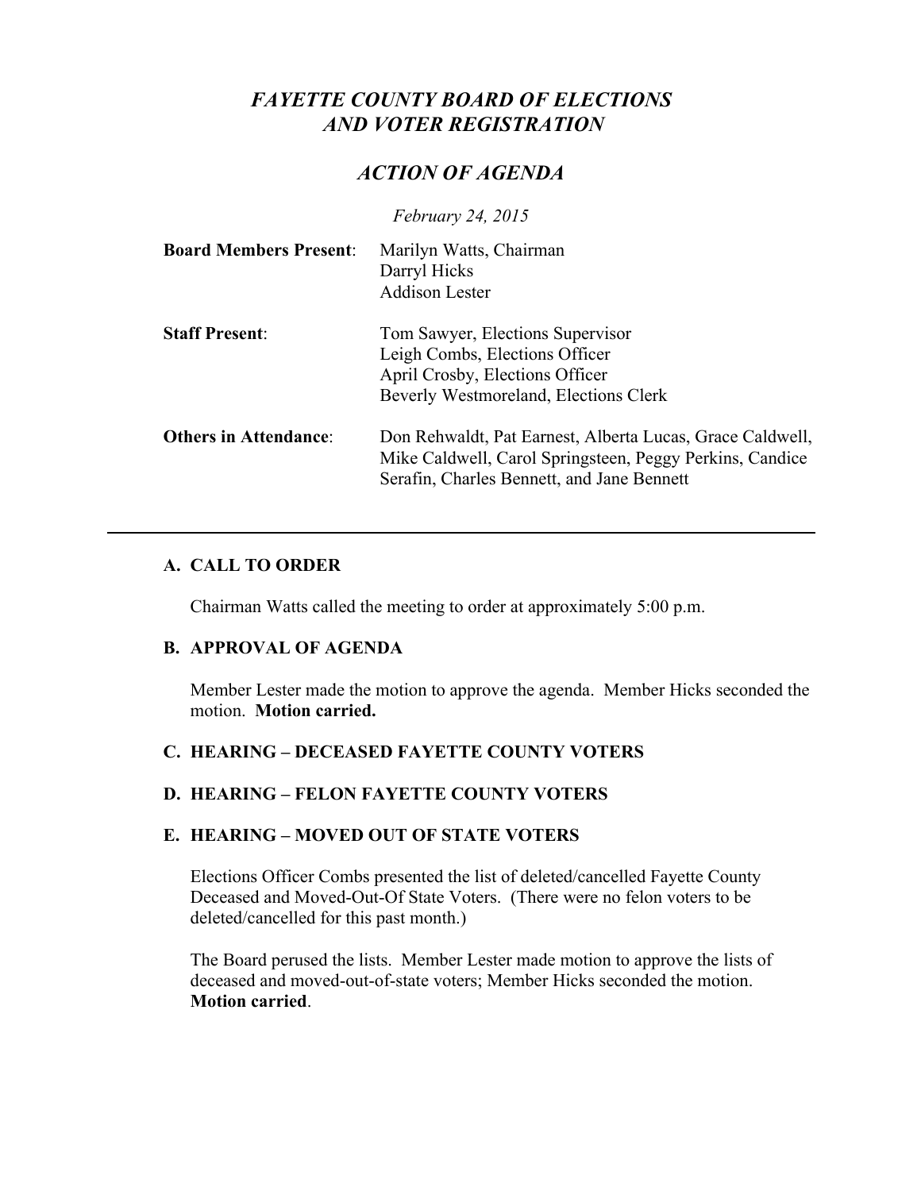# *FAYETTE COUNTY BOARD OF ELECTIONS AND VOTER REGISTRATION*

## *ACTION OF AGENDA*

*February 24, 2015*

| | |
|---|---|
| **Board Members Present**: | Marilyn Watts, Chairman<br>Darryl Hicks<br>Addison Lester |
| **Staff Present**: | Tom Sawyer, Elections Supervisor<br>Leigh Combs, Elections Officer<br>April Crosby, Elections Officer<br>Beverly Westmoreland, Elections Clerk |
| **Others in Attendance**: | Don Rehwaldt, Pat Earnest, Alberta Lucas, Grace Caldwell, Mike Caldwell, Carol Springsteen, Peggy Perkins, Candice Serafin, Charles Bennett, and Jane Bennett |

---

### A. CALL TO ORDER

Chairman Watts called the meeting to order at approximately 5:00 p.m.

### B. APPROVAL OF AGENDA

Member Lester made the motion to approve the agenda. Member Hicks seconded the motion. **Motion carried.**

### C. HEARING – DECEASED FAYETTE COUNTY VOTERS

### D. HEARING – FELON FAYETTE COUNTY VOTERS

### E. HEARING – MOVED OUT OF STATE VOTERS

Elections Officer Combs presented the list of deleted/cancelled Fayette County Deceased and Moved-Out-Of State Voters. (There were no felon voters to be deleted/cancelled for this past month.)

The Board perused the lists. Member Lester made motion to approve the lists of deceased and moved-out-of-state voters; Member Hicks seconded the motion. **Motion carried**.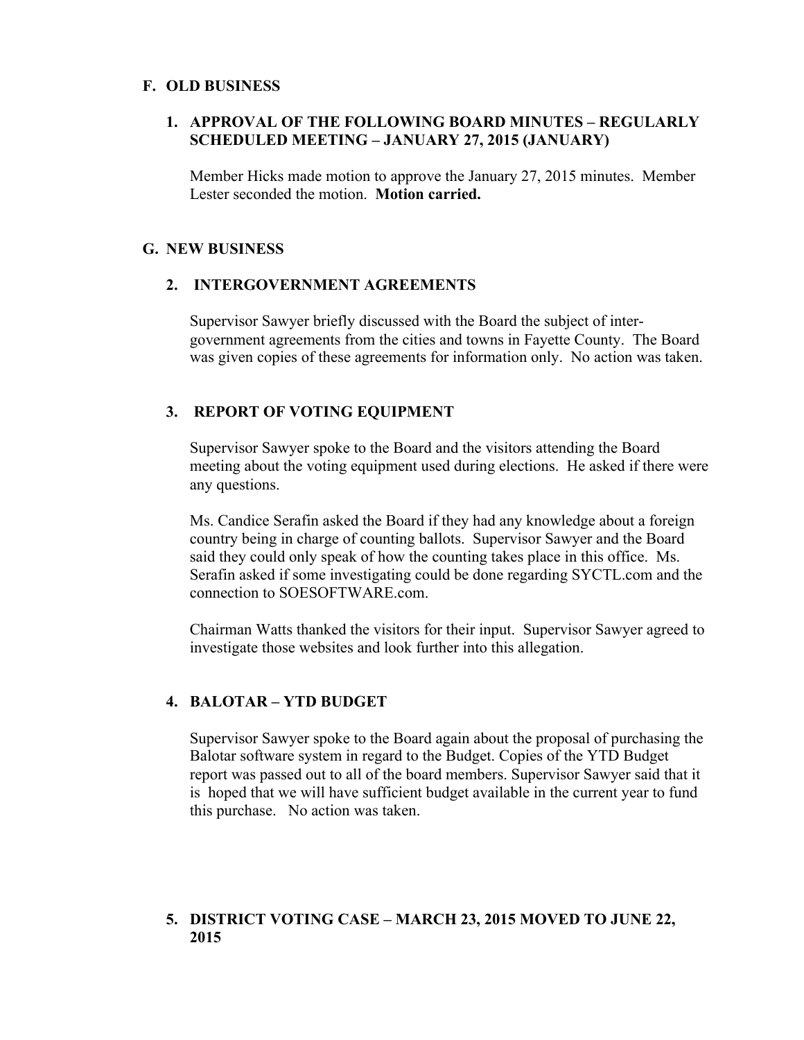## F. OLD BUSINESS

### 1. APPROVAL OF THE FOLLOWING BOARD MINUTES – REGULARLY SCHEDULED MEETING – JANUARY 27, 2015 (JANUARY)

Member Hicks made motion to approve the January 27, 2015 minutes. Member Lester seconded the motion. **Motion carried.**

## G. NEW BUSINESS

### 2. INTERGOVERNMENT AGREEMENTS

Supervisor Sawyer briefly discussed with the Board the subject of inter-government agreements from the cities and towns in Fayette County. The Board was given copies of these agreements for information only. No action was taken.

### 3. REPORT OF VOTING EQUIPMENT

Supervisor Sawyer spoke to the Board and the visitors attending the Board meeting about the voting equipment used during elections. He asked if there were any questions.

Ms. Candice Serafin asked the Board if they had any knowledge about a foreign country being in charge of counting ballots. Supervisor Sawyer and the Board said they could only speak of how the counting takes place in this office. Ms. Serafin asked if some investigating could be done regarding SYCTL.com and the connection to SOESOFTWARE.com.

Chairman Watts thanked the visitors for their input. Supervisor Sawyer agreed to investigate those websites and look further into this allegation.

### 4. BALOTAR – YTD BUDGET

Supervisor Sawyer spoke to the Board again about the proposal of purchasing the Balotar software system in regard to the Budget. Copies of the YTD Budget report was passed out to all of the board members. Supervisor Sawyer said that it is hoped that we will have sufficient budget available in the current year to fund this purchase. No action was taken.

### 5. DISTRICT VOTING CASE – MARCH 23, 2015 MOVED TO JUNE 22, 2015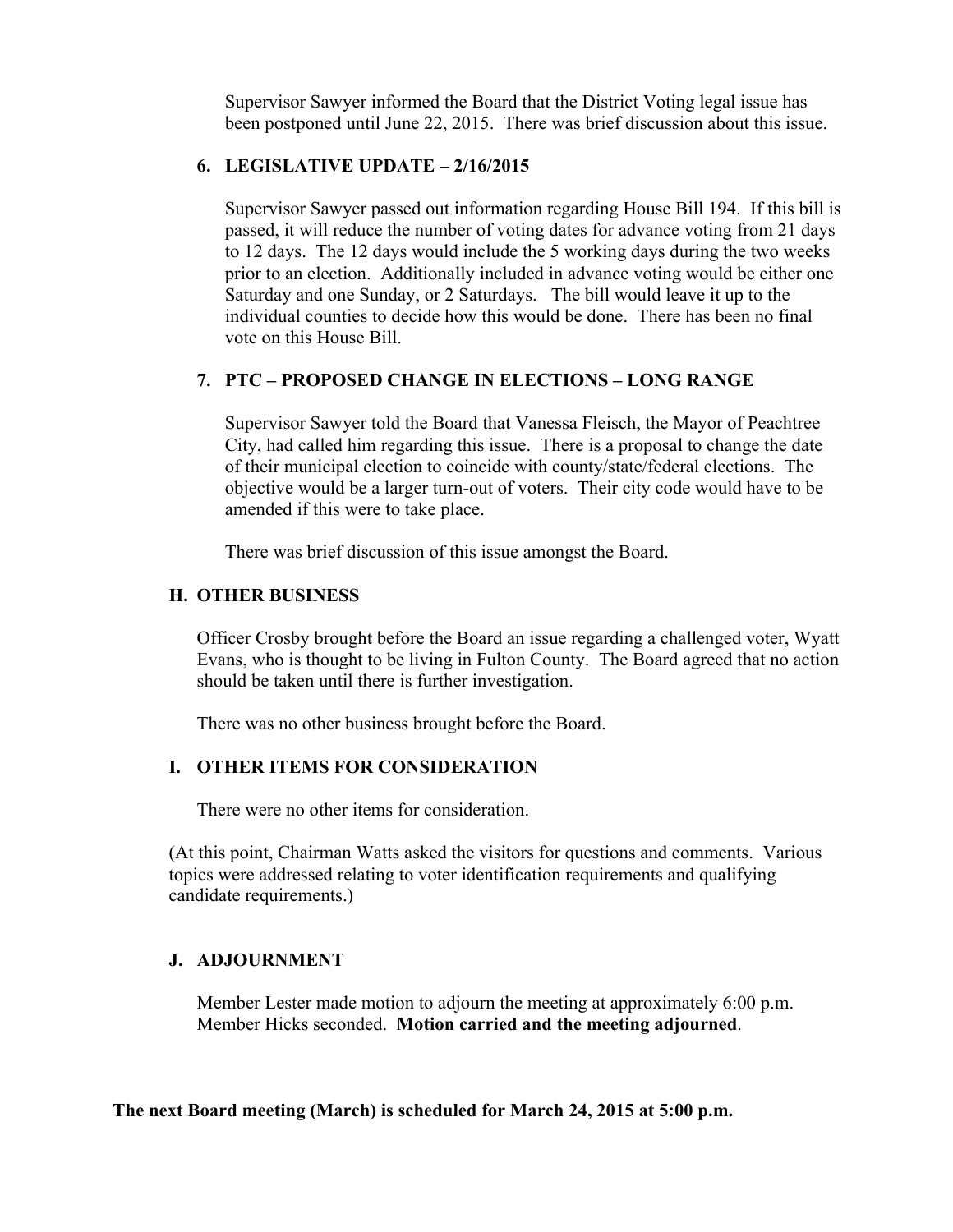Supervisor Sawyer informed the Board that the District Voting legal issue has been postponed until June 22, 2015. There was brief discussion about this issue.

### 6. LEGISLATIVE UPDATE – 2/16/2015

Supervisor Sawyer passed out information regarding House Bill 194. If this bill is passed, it will reduce the number of voting dates for advance voting from 21 days to 12 days. The 12 days would include the 5 working days during the two weeks prior to an election. Additionally included in advance voting would be either one Saturday and one Sunday, or 2 Saturdays. The bill would leave it up to the individual counties to decide how this would be done. There has been no final vote on this House Bill.

### 7. PTC – PROPOSED CHANGE IN ELECTIONS – LONG RANGE

Supervisor Sawyer told the Board that Vanessa Fleisch, the Mayor of Peachtree City, had called him regarding this issue. There is a proposal to change the date of their municipal election to coincide with county/state/federal elections. The objective would be a larger turn-out of voters. Their city code would have to be amended if this were to take place.

There was brief discussion of this issue amongst the Board.

## H. OTHER BUSINESS

Officer Crosby brought before the Board an issue regarding a challenged voter, Wyatt Evans, who is thought to be living in Fulton County. The Board agreed that no action should be taken until there is further investigation.

There was no other business brought before the Board.

## I. OTHER ITEMS FOR CONSIDERATION

There were no other items for consideration.

(At this point, Chairman Watts asked the visitors for questions and comments. Various topics were addressed relating to voter identification requirements and qualifying candidate requirements.)

## J. ADJOURNMENT

Member Lester made motion to adjourn the meeting at approximately 6:00 p.m. Member Hicks seconded. **Motion carried and the meeting adjourned**.

**The next Board meeting (March) is scheduled for March 24, 2015 at 5:00 p.m.**